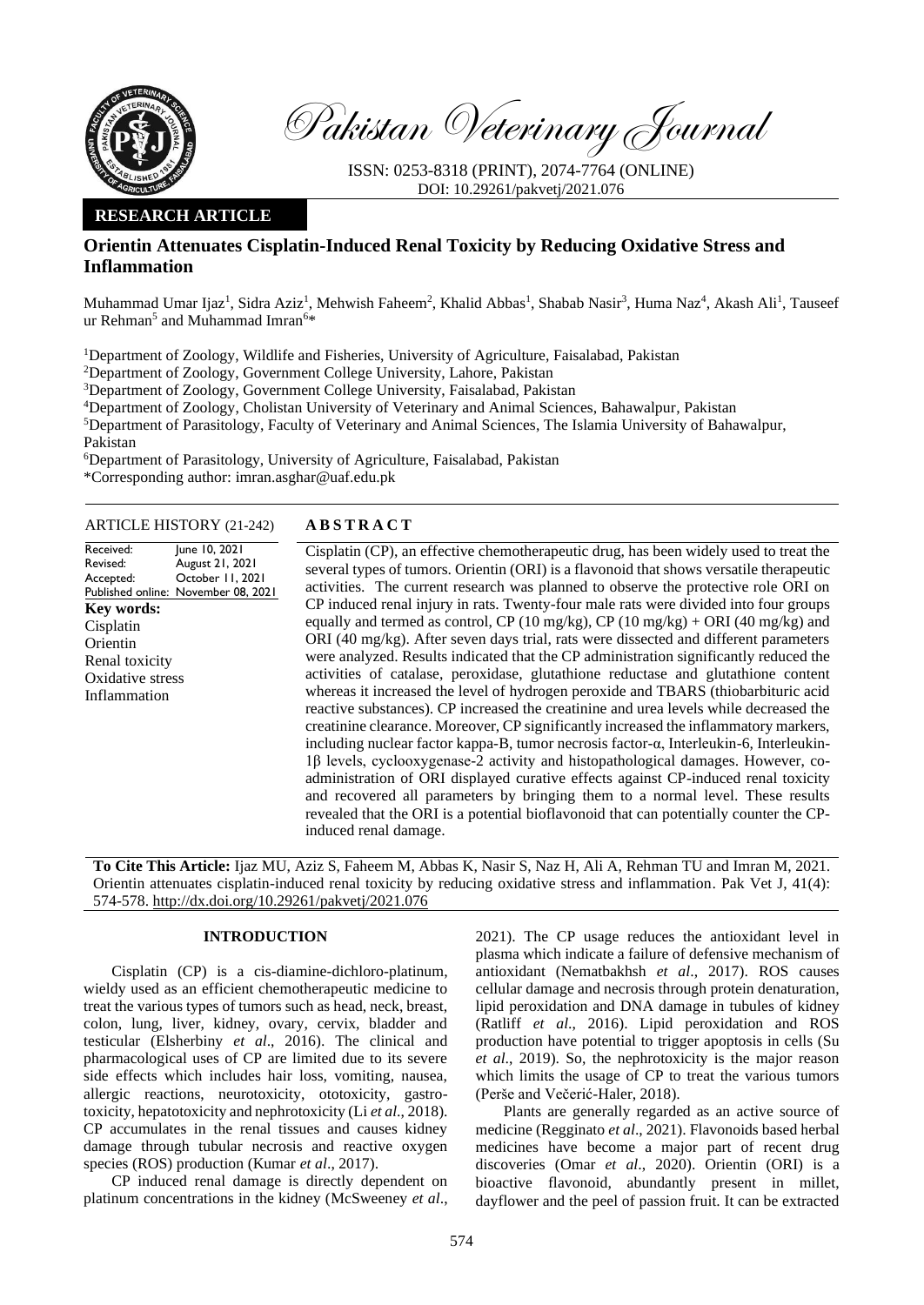# Pakistan Veterinary Journal

ISSN: 0253-8318 (PRINT), 2074-7764 (ONLINE)
DOI: 10.29261/pakvetj/2021.076

**RESEARCH ARTICLE**

## Orientin Attenuates Cisplatin-Induced Renal Toxicity by Reducing Oxidative Stress and Inflammation

Muhammad Umar Ijaz[1], Sidra Aziz[1], Mehwish Faheem[2], Khalid Abbas[1], Shabab Nasir[3], Huma Naz[4], Akash Ali[1], Tauseef ur Rehman[5] and Muhammad Imran[6]*

[1]Department of Zoology, Wildlife and Fisheries, University of Agriculture, Faisalabad, Pakistan
[2]Department of Zoology, Government College University, Lahore, Pakistan
[3]Department of Zoology, Government College University, Faisalabad, Pakistan
[4]Department of Zoology, Cholistan University of Veterinary and Animal Sciences, Bahawalpur, Pakistan
[5]Department of Parasitology, Faculty of Veterinary and Animal Sciences, The Islamia University of Bahawalpur, Pakistan
[6]Department of Parasitology, University of Agriculture, Faisalabad, Pakistan
*Corresponding author: imran.asghar@uaf.edu.pk

**ARTICLE HISTORY** (21-242)

| | |
|---|---|
| Received: | June 10, 2021 |
| Revised: | August 21, 2021 |
| Accepted: | October 11, 2021 |
| Published online: | November 08, 2021 |

**Key words:**
Cisplatin
Orientin
Renal toxicity
Oxidative stress
Inflammation

**ABSTRACT**

Cisplatin (CP), an effective chemotherapeutic drug, has been widely used to treat the several types of tumors. Orientin (ORI) is a flavonoid that shows versatile therapeutic activities. The current research was planned to observe the protective role ORI on CP induced renal injury in rats. Twenty-four male rats were divided into four groups equally and termed as control, CP (10 mg/kg), CP (10 mg/kg) + ORI (40 mg/kg) and ORI (40 mg/kg). After seven days trial, rats were dissected and different parameters were analyzed. Results indicated that the CP administration significantly reduced the activities of catalase, peroxidase, glutathione reductase and glutathione content whereas it increased the level of hydrogen peroxide and TBARS (thiobarbituric acid reactive substances). CP increased the creatinine and urea levels while decreased the creatinine clearance. Moreover, CP significantly increased the inflammatory markers, including nuclear factor kappa-B, tumor necrosis factor-α, Interleukin-6, Interleukin-1β levels, cyclooxygenase-2 activity and histopathological damages. However, co-administration of ORI displayed curative effects against CP-induced renal toxicity and recovered all parameters by bringing them to a normal level. These results revealed that the ORI is a potential bioflavonoid that can potentially counter the CP-induced renal damage.

**To Cite This Article:** Ijaz MU, Aziz S, Faheem M, Abbas K, Nasir S, Naz H, Ali A, Rehman TU and Imran M, 2021. Orientin attenuates cisplatin-induced renal toxicity by reducing oxidative stress and inflammation. Pak Vet J, 41(4): 574-578. http://dx.doi.org/10.29261/pakvetj/2021.076

## INTRODUCTION

Cisplatin (CP) is a cis-diamine-dichloro-platinum, wieldy used as an efficient chemotherapeutic medicine to treat the various types of tumors such as head, neck, breast, colon, lung, liver, kidney, ovary, cervix, bladder and testicular (Elsherbiny *et al*., 2016). The clinical and pharmacological uses of CP are limited due to its severe side effects which includes hair loss, vomiting, nausea, allergic reactions, neurotoxicity, ototoxicity, gastro-toxicity, hepatotoxicity and nephrotoxicity (Li *et al*., 2018). CP accumulates in the renal tissues and causes kidney damage through tubular necrosis and reactive oxygen species (ROS) production (Kumar *et al*., 2017).

CP induced renal damage is directly dependent on platinum concentrations in the kidney (McSweeney *et al*., 2021). The CP usage reduces the antioxidant level in plasma which indicate a failure of defensive mechanism of antioxidant (Nematbakhsh *et al*., 2017). ROS causes cellular damage and necrosis through protein denaturation, lipid peroxidation and DNA damage in tubules of kidney (Ratliff *et al*., 2016). Lipid peroxidation and ROS production have potential to trigger apoptosis in cells (Su *et al*., 2019). So, the nephrotoxicity is the major reason which limits the usage of CP to treat the various tumors (Perše and Večerić-Haler, 2018).

Plants are generally regarded as an active source of medicine (Regginato *et al*., 2021). Flavonoids based herbal medicines have become a major part of recent drug discoveries (Omar *et al*., 2020). Orientin (ORI) is a bioactive flavonoid, abundantly present in millet, dayflower and the peel of passion fruit. It can be extracted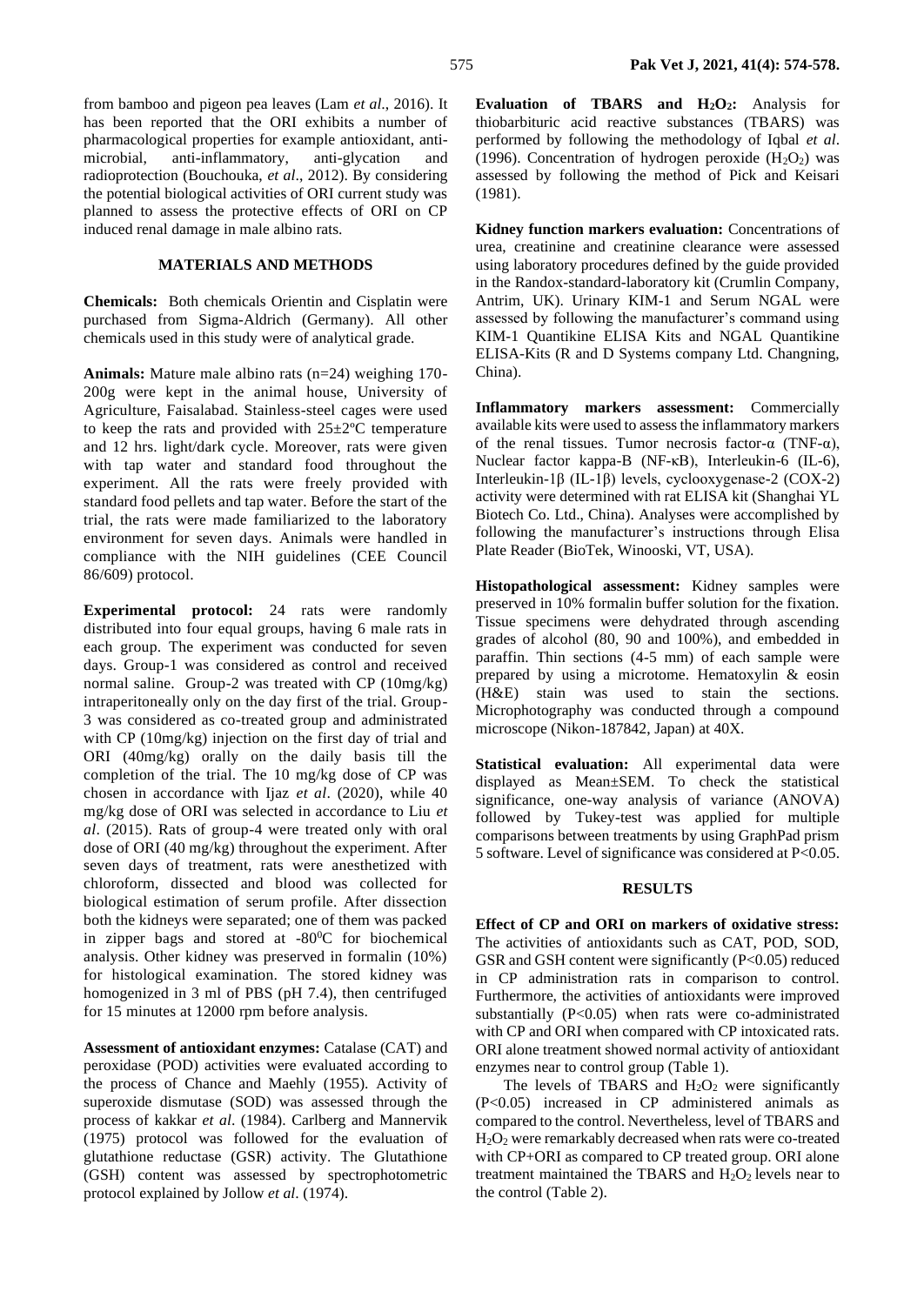from bamboo and pigeon pea leaves (Lam *et al*., 2016). It has been reported that the ORI exhibits a number of pharmacological properties for example antioxidant, anti-microbial, anti-inflammatory, anti-glycation and radioprotection (Bouchouka, *et al*., 2012). By considering the potential biological activities of ORI current study was planned to assess the protective effects of ORI on CP induced renal damage in male albino rats.

## MATERIALS AND METHODS

**Chemicals:** Both chemicals Orientin and Cisplatin were purchased from Sigma-Aldrich (Germany). All other chemicals used in this study were of analytical grade.

**Animals:** Mature male albino rats (n=24) weighing 170-200g were kept in the animal house, University of Agriculture, Faisalabad. Stainless-steel cages were used to keep the rats and provided with 25±2ºC temperature and 12 hrs. light/dark cycle. Moreover, rats were given with tap water and standard food throughout the experiment. All the rats were freely provided with standard food pellets and tap water. Before the start of the trial, the rats were made familiarized to the laboratory environment for seven days. Animals were handled in compliance with the NIH guidelines (CEE Council 86/609) protocol.

**Experimental protocol:** 24 rats were randomly distributed into four equal groups, having 6 male rats in each group. The experiment was conducted for seven days. Group-1 was considered as control and received normal saline. Group-2 was treated with CP (10mg/kg) intraperitoneally only on the day first of the trial. Group-3 was considered as co-treated group and administrated with CP (10mg/kg) injection on the first day of trial and ORI (40mg/kg) orally on the daily basis till the completion of the trial. The 10 mg/kg dose of CP was chosen in accordance with Ijaz *et al*. (2020), while 40 mg/kg dose of ORI was selected in accordance to Liu *et al*. (2015). Rats of group-4 were treated only with oral dose of ORI (40 mg/kg) throughout the experiment. After seven days of treatment, rats were anesthetized with chloroform, dissected and blood was collected for biological estimation of serum profile. After dissection both the kidneys were separated; one of them was packed in zipper bags and stored at -80$^0$C for biochemical analysis. Other kidney was preserved in formalin (10%) for histological examination. The stored kidney was homogenized in 3 ml of PBS (pH 7.4), then centrifuged for 15 minutes at 12000 rpm before analysis.

**Assessment of antioxidant enzymes:** Catalase (CAT) and peroxidase (POD) activities were evaluated according to the process of Chance and Maehly (1955). Activity of superoxide dismutase (SOD) was assessed through the process of kakkar *et al*. (1984). Carlberg and Mannervik (1975) protocol was followed for the evaluation of glutathione reductase (GSR) activity. The Glutathione (GSH) content was assessed by spectrophotometric protocol explained by Jollow *et al*. (1974).

**Evaluation of TBARS and $H_2O_2$:** Analysis for thiobarbituric acid reactive substances (TBARS) was performed by following the methodology of Iqbal *et al*. (1996). Concentration of hydrogen peroxide ($H_2O_2$) was assessed by following the method of Pick and Keisari (1981).

**Kidney function markers evaluation:** Concentrations of urea, creatinine and creatinine clearance were assessed using laboratory procedures defined by the guide provided in the Randox-standard-laboratory kit (Crumlin Company, Antrim, UK). Urinary KIM-1 and Serum NGAL were assessed by following the manufacturer's command using KIM-1 Quantikine ELISA Kits and NGAL Quantikine ELISA-Kits (R and D Systems company Ltd. Changning, China).

**Inflammatory markers assessment:** Commercially available kits were used to assess the inflammatory markers of the renal tissues. Tumor necrosis factor-α (TNF-α), Nuclear factor kappa-B (NF-κB), Interleukin-6 (IL-6), Interleukin-1β (IL-1β) levels, cyclooxygenase-2 (COX-2) activity were determined with rat ELISA kit (Shanghai YL Biotech Co. Ltd., China). Analyses were accomplished by following the manufacturer's instructions through Elisa Plate Reader (BioTek, Winooski, VT, USA).

**Histopathological assessment:** Kidney samples were preserved in 10% formalin buffer solution for the fixation. Tissue specimens were dehydrated through ascending grades of alcohol (80, 90 and 100%), and embedded in paraffin. Thin sections (4-5 mm) of each sample were prepared by using a microtome. Hematoxylin & eosin (H&E) stain was used to stain the sections. Microphotography was conducted through a compound microscope (Nikon-187842, Japan) at 40X.

**Statistical evaluation:** All experimental data were displayed as Mean±SEM. To check the statistical significance, one-way analysis of variance (ANOVA) followed by Tukey-test was applied for multiple comparisons between treatments by using GraphPad prism 5 software. Level of significance was considered at $P<0.05$.

## RESULTS

**Effect of CP and ORI on markers of oxidative stress:** The activities of antioxidants such as CAT, POD, SOD, GSR and GSH content were significantly ($P<0.05$) reduced in CP administration rats in comparison to control. Furthermore, the activities of antioxidants were improved substantially ($P<0.05$) when rats were co-administrated with CP and ORI when compared with CP intoxicated rats. ORI alone treatment showed normal activity of antioxidant enzymes near to control group (Table 1).

The levels of TBARS and $H_2O_2$ were significantly ($P<0.05$) increased in CP administered animals as compared to the control. Nevertheless, level of TBARS and $H_2O_2$ were remarkably decreased when rats were co-treated with CP+ORI as compared to CP treated group. ORI alone treatment maintained the TBARS and $H_2O_2$ levels near to the control (Table 2).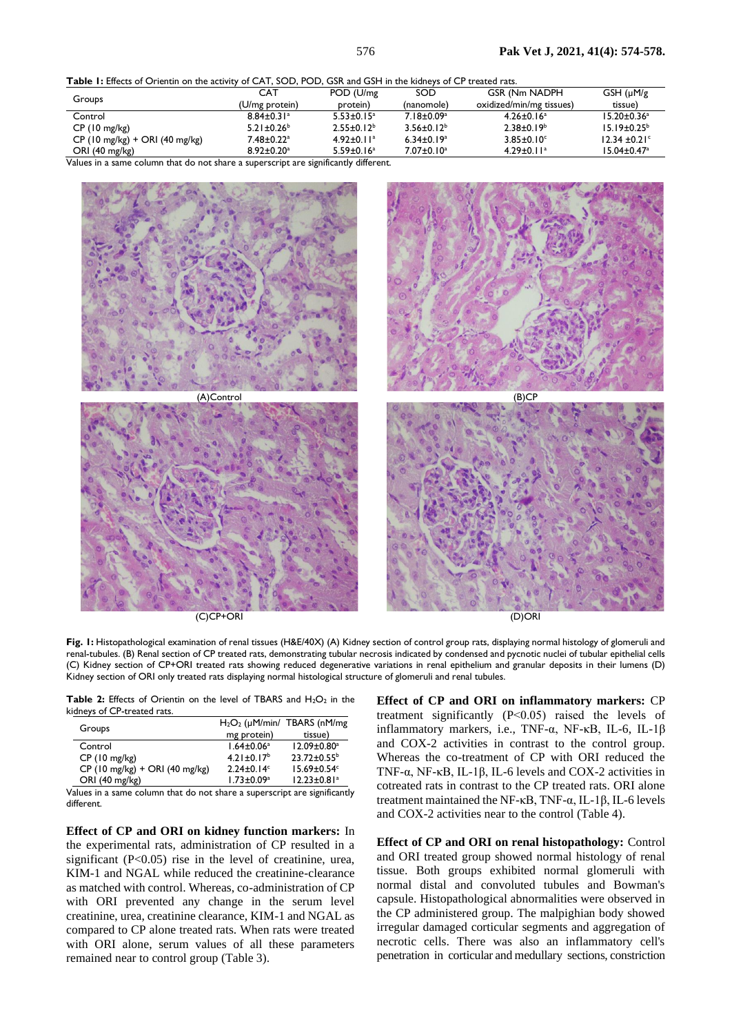**Table 1:** Effects of Orientin on the activity of CAT, SOD, POD, GSR and GSH in the kidneys of CP treated rats.

| Groups | CAT (U/mg protein) | POD (U/mg protein) | SOD (nanomole) | GSR (Nm NADPH oxidized/min/mg tissues) | GSH (μM/g tissue) |
|---|---|---|---|---|---|
| Control | 8.84±0.31[a] | 5.53±0.15[a] | 7.18±0.09[a] | 4.26±0.16[a] | 15.20±0.36[a] |
| CP (10 mg/kg) | 5.21±0.26[b] | 2.55±0.12[b] | 3.56±0.12[b] | 2.38±0.19[b] | 15.19±0.25[b] |
| CP (10 mg/kg) + ORI (40 mg/kg) | 7.48±0.22[a] | 4.92±0.11[a] | 6.34±0.19[a] | 3.85±0.10[c] | 12.34 ±0.21[c] |
| ORI (40 mg/kg) | 8.92±0.20[a] | 5.59±0.16[a] | 7.07±0.10[a] | 4.29±0.11[a] | 15.04±0.47[a] |

Values in a same column that do not share a superscript are significantly different.

(A)Control

(B)CP

(C)CP+ORI

(D)ORI

**Fig. 1:** Histopathological examination of renal tissues (H&E/40X) (A) Kidney section of control group rats, displaying normal histology of glomeruli and renal-tubules. (B) Renal section of CP treated rats, demonstrating tubular necrosis indicated by condensed and pycnotic nuclei of tubular epithelial cells (C) Kidney section of CP+ORI treated rats showing reduced degenerative variations in renal epithelium and granular deposits in their lumens (D) Kidney section of ORI only treated rats displaying normal histological structure of glomeruli and renal tubules.

**Table 2:** Effects of Orientin on the level of TBARS and $H_2O_2$ in the kidneys of CP-treated rats.

| Groups | $H_2O_2$ (μM/min/ mg protein) | TBARS (nM/mg tissue) |
|---|---|---|
| Control | 1.64±0.06[a] | 12.09±0.80[a] |
| CP (10 mg/kg) | 4.21±0.17[b] | 23.72±0.55[b] |
| CP (10 mg/kg) + ORI (40 mg/kg) | 2.24±0.14[c] | 15.69±0.54[c] |
| ORI (40 mg/kg) | 1.73±0.09[a] | 12.23±0.81[a] |

Values in a same column that do not share a superscript are significantly different.

**Effect of CP and ORI on kidney function markers:** In the experimental rats, administration of CP resulted in a significant ($P<0.05$) rise in the level of creatinine, urea, KIM-1 and NGAL while reduced the creatinine-clearance as matched with control. Whereas, co-administration of CP with ORI prevented any change in the serum level creatinine, urea, creatinine clearance, KIM-1 and NGAL as compared to CP alone treated rats. When rats were treated with ORI alone, serum values of all these parameters remained near to control group (Table 3).

**Effect of CP and ORI on inflammatory markers:** CP treatment significantly ($P<0.05$) raised the levels of inflammatory markers, i.e., TNF-α, NF-κB, IL-6, IL-1β and COX-2 activities in contrast to the control group. Whereas the co-treatment of CP with ORI reduced the TNF-α, NF-κB, IL-1β, IL-6 levels and COX-2 activities in cotreated rats in contrast to the CP treated rats. ORI alone treatment maintained the NF-κB, TNF-α, IL-1β, IL-6 levels and COX-2 activities near to the control (Table 4).

**Effect of CP and ORI on renal histopathology:** Control and ORI treated group showed normal histology of renal tissue. Both groups exhibited normal glomeruli with normal distal and convoluted tubules and Bowman's capsule. Histopathological abnormalities were observed in the CP administered group. The malpighian body showed irregular damaged corticular segments and aggregation of necrotic cells. There was also an inflammatory cell's penetration in corticular and medullary sections, constriction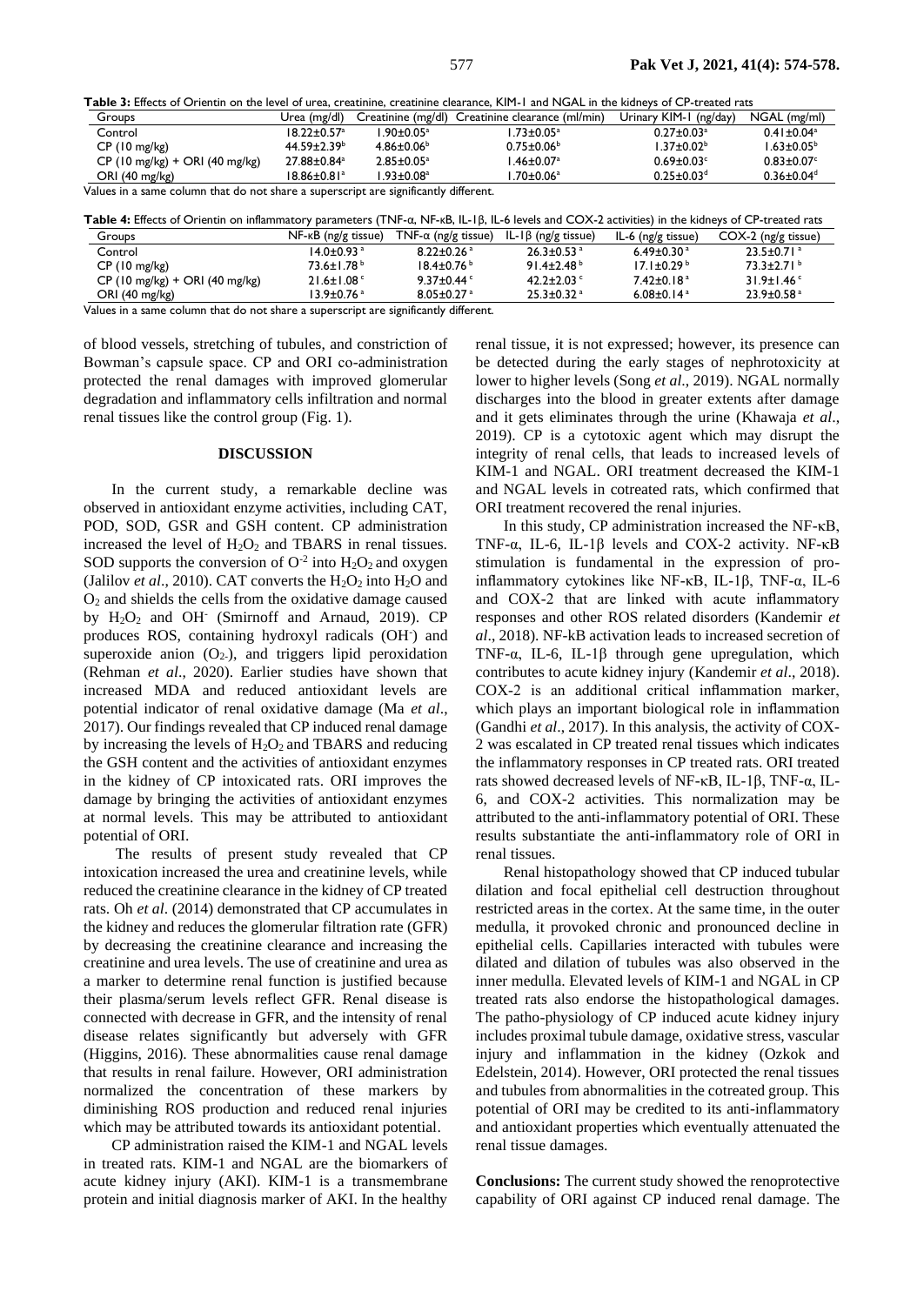**Table 3:** Effects of Orientin on the level of urea, creatinine, creatinine clearance, KIM-1 and NGAL in the kidneys of CP-treated rats

| Groups | Urea (mg/dl) | Creatinine (mg/dl) | Creatinine clearance (ml/min) | Urinary KIM-1 (ng/day) | NGAL (mg/ml) |
|---|---|---|---|---|---|
| Control | 18.22±0.57[a] | 1.90±0.05[a] | 1.73±0.05[a] | 0.27±0.03[a] | 0.41±0.04[a] |
| CP (10 mg/kg) | 44.59±2.39[b] | 4.86±0.06[b] | 0.75±0.06[b] | 1.37±0.02[b] | 1.63±0.05[b] |
| CP (10 mg/kg) + ORI (40 mg/kg) | 27.88±0.84[a] | 2.85±0.05[a] | 1.46±0.07[a] | 0.69±0.03[c] | 0.83±0.07[c] |
| ORI (40 mg/kg) | 18.86±0.81[a] | 1.93±0.08[a] | 1.70±0.06[a] | 0.25±0.03[d] | 0.36±0.04[d] |

Values in a same column that do not share a superscript are significantly different.

**Table 4:** Effects of Orientin on inflammatory parameters (TNF-α, NF-κB, IL-1β, IL-6 levels and COX-2 activities) in the kidneys of CP-treated rats

| Groups | NF-κB (ng/g tissue) | TNF-α (ng/g tissue) | IL-1β (ng/g tissue) | IL-6 (ng/g tissue) | COX-2 (ng/g tissue) |
|---|---|---|---|---|---|
| Control | 14.0±0.93[a] | 8.22±0.26[a] | 26.3±0.53[a] | 6.49±0.30[a] | 23.5±0.71[a] |
| CP (10 mg/kg) | 73.6±1.78[b] | 18.4±0.76[b] | 91.4±2.48[b] | 17.1±0.29[b] | 73.3±2.71[b] |
| CP (10 mg/kg) + ORI (40 mg/kg) | 21.6±1.08[c] | 9.37±0.44[c] | 42.2±2.03[c] | 7.42±0.18[a] | 31.9±1.46[c] |
| ORI (40 mg/kg) | 13.9±0.76[a] | 8.05±0.27[a] | 25.3±0.32[a] | 6.08±0.14[a] | 23.9±0.58[a] |

Values in a same column that do not share a superscript are significantly different.

of blood vessels, stretching of tubules, and constriction of Bowman's capsule space. CP and ORI co-administration protected the renal damages with improved glomerular degradation and inflammatory cells infiltration and normal renal tissues like the control group (Fig. 1).

## DISCUSSION

In the current study, a remarkable decline was observed in antioxidant enzyme activities, including CAT, POD, SOD, GSR and GSH content. CP administration increased the level of $H_2O_2$ and TBARS in renal tissues. SOD supports the conversion of $O^{-2}$ into $H_2O_2$ and oxygen (Jalilov *et al*., 2010). CAT converts the $H_2O_2$ into $H_2O$ and $O_2$ and shields the cells from the oxidative damage caused by $H_2O_2$ and $OH^-$ (Smirnoff and Arnaud, 2019). CP produces ROS, containing hydroxyl radicals ($OH^-$) and superoxide anion ($O_{2^-}$), and triggers lipid peroxidation (Rehman *et al*., 2020). Earlier studies have shown that increased MDA and reduced antioxidant levels are potential indicator of renal oxidative damage (Ma *et al*., 2017). Our findings revealed that CP induced renal damage by increasing the levels of $H_2O_2$ and TBARS and reducing the GSH content and the activities of antioxidant enzymes in the kidney of CP intoxicated rats. ORI improves the damage by bringing the activities of antioxidant enzymes at normal levels. This may be attributed to antioxidant potential of ORI.

The results of present study revealed that CP intoxication increased the urea and creatinine levels, while reduced the creatinine clearance in the kidney of CP treated rats. Oh *et al*. (2014) demonstrated that CP accumulates in the kidney and reduces the glomerular filtration rate (GFR) by decreasing the creatinine clearance and increasing the creatinine and urea levels. The use of creatinine and urea as a marker to determine renal function is justified because their plasma/serum levels reflect GFR. Renal disease is connected with decrease in GFR, and the intensity of renal disease relates significantly but adversely with GFR (Higgins, 2016). These abnormalities cause renal damage that results in renal failure. However, ORI administration normalized the concentration of these markers by diminishing ROS production and reduced renal injuries which may be attributed towards its antioxidant potential.

CP administration raised the KIM-1 and NGAL levels in treated rats. KIM-1 and NGAL are the biomarkers of acute kidney injury (AKI). KIM-1 is a transmembrane protein and initial diagnosis marker of AKI. In the healthy renal tissue, it is not expressed; however, its presence can be detected during the early stages of nephrotoxicity at lower to higher levels (Song *et al*., 2019). NGAL normally discharges into the blood in greater extents after damage and it gets eliminates through the urine (Khawaja *et al*., 2019). CP is a cytotoxic agent which may disrupt the integrity of renal cells, that leads to increased levels of KIM-1 and NGAL. ORI treatment decreased the KIM-1 and NGAL levels in cotreated rats, which confirmed that ORI treatment recovered the renal injuries.

In this study, CP administration increased the NF-κB, TNF-α, IL-6, IL-1β levels and COX-2 activity. NF-κB stimulation is fundamental in the expression of pro-inflammatory cytokines like NF-κB, IL-1β, TNF-α, IL-6 and COX-2 that are linked with acute inflammatory responses and other ROS related disorders (Kandemir *et al*., 2018). NF-kB activation leads to increased secretion of TNF-α, IL-6, IL-1β through gene upregulation, which contributes to acute kidney injury (Kandemir *et al*., 2018). COX-2 is an additional critical inflammation marker, which plays an important biological role in inflammation (Gandhi *et al*., 2017). In this analysis, the activity of COX-2 was escalated in CP treated renal tissues which indicates the inflammatory responses in CP treated rats. ORI treated rats showed decreased levels of NF-κB, IL-1β, TNF-α, IL-6, and COX-2 activities. This normalization may be attributed to the anti-inflammatory potential of ORI. These results substantiate the anti-inflammatory role of ORI in renal tissues.

Renal histopathology showed that CP induced tubular dilation and focal epithelial cell destruction throughout restricted areas in the cortex. At the same time, in the outer medulla, it provoked chronic and pronounced decline in epithelial cells. Capillaries interacted with tubules were dilated and dilation of tubules was also observed in the inner medulla. Elevated levels of KIM-1 and NGAL in CP treated rats also endorse the histopathological damages. The patho-physiology of CP induced acute kidney injury includes proximal tubule damage, oxidative stress, vascular injury and inflammation in the kidney (Ozkok and Edelstein, 2014). However, ORI protected the renal tissues and tubules from abnormalities in the cotreated group. This potential of ORI may be credited to its anti-inflammatory and antioxidant properties which eventually attenuated the renal tissue damages.

**Conclusions:** The current study showed the renoprotective capability of ORI against CP induced renal damage. The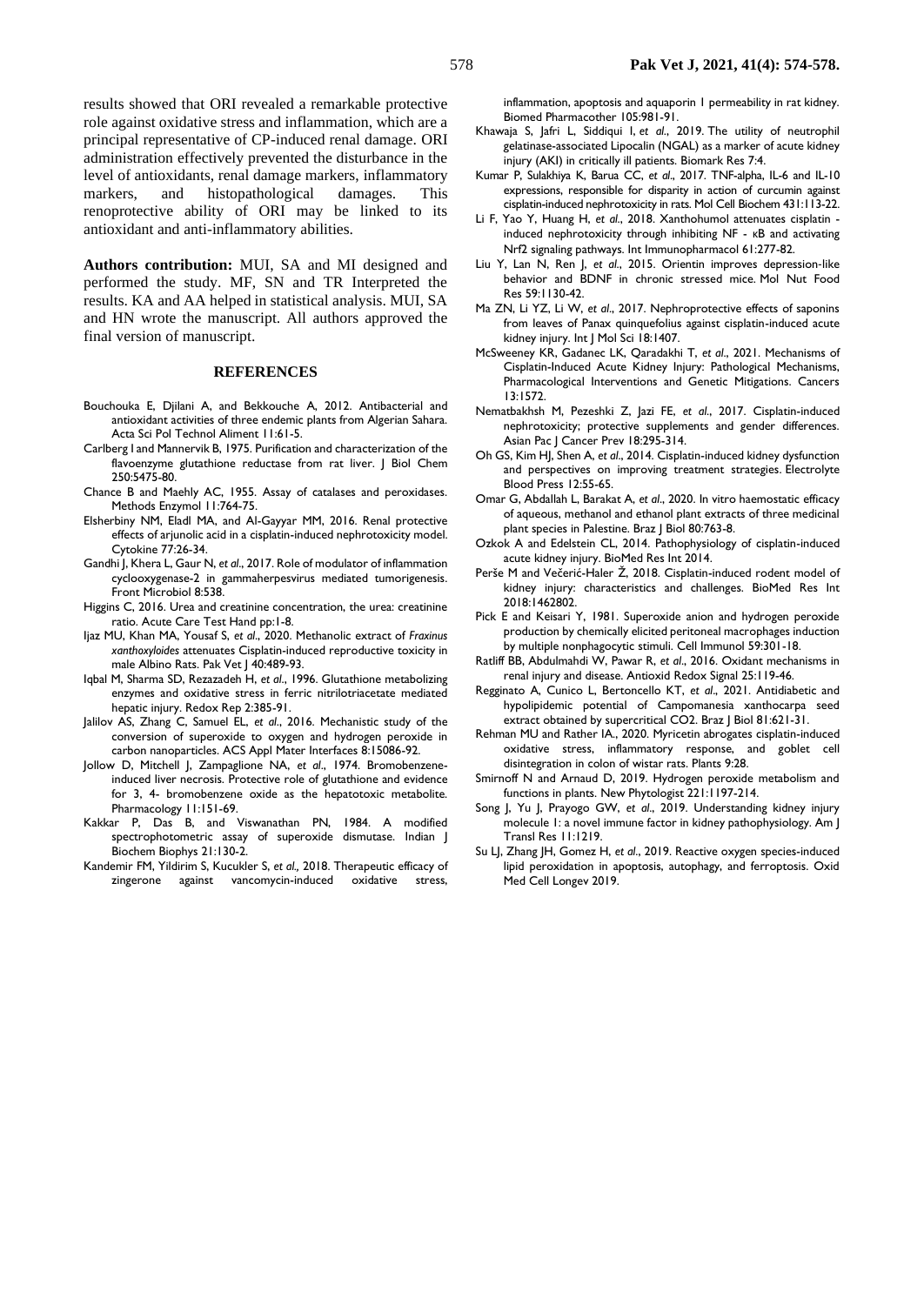results showed that ORI revealed a remarkable protective role against oxidative stress and inflammation, which are a principal representative of CP-induced renal damage. ORI administration effectively prevented the disturbance in the level of antioxidants, renal damage markers, inflammatory markers, and histopathological damages. This renoprotective ability of ORI may be linked to its antioxidant and anti-inflammatory abilities.

**Authors contribution:** MUI, SA and MI designed and performed the study. MF, SN and TR Interpreted the results. KA and AA helped in statistical analysis. MUI, SA and HN wrote the manuscript. All authors approved the final version of manuscript.

## REFERENCES

Bouchouka E, Djilani A, and Bekkouche A, 2012. Antibacterial and antioxidant activities of three endemic plants from Algerian Sahara. Acta Sci Pol Technol Aliment 11:61-5.

Carlberg I and Mannervik B, 1975. Purification and characterization of the flavoenzyme glutathione reductase from rat liver. J Biol Chem 250:5475-80.

Chance B and Maehly AC, 1955. Assay of catalases and peroxidases. Methods Enzymol 11:764-75.

Elsherbiny NM, Eladl MA, and Al-Gayyar MM, 2016. Renal protective effects of arjunolic acid in a cisplatin-induced nephrotoxicity model. Cytokine 77:26-34.

Gandhi J, Khera L, Gaur N, *et al*., 2017. Role of modulator of inflammation cyclooxygenase-2 in gammaherpesvirus mediated tumorigenesis. Front Microbiol 8:538.

Higgins C, 2016. Urea and creatinine concentration, the urea: creatinine ratio. Acute Care Test Hand pp:1-8.

Ijaz MU, Khan MA, Yousaf S, *et al*., 2020. Methanolic extract of *Fraxinus xanthoxyloides* attenuates Cisplatin-induced reproductive toxicity in male Albino Rats. Pak Vet J 40:489-93.

Iqbal M, Sharma SD, Rezazadeh H, *et al*., 1996. Glutathione metabolizing enzymes and oxidative stress in ferric nitrilotriacetate mediated hepatic injury. Redox Rep 2:385-91.

Jalilov AS, Zhang C, Samuel EL, *et al*., 2016. Mechanistic study of the conversion of superoxide to oxygen and hydrogen peroxide in carbon nanoparticles. ACS Appl Mater Interfaces 8:15086-92.

Jollow D, Mitchell J, Zampaglione NA, *et al*., 1974. Bromobenzene-induced liver necrosis. Protective role of glutathione and evidence for 3, 4- bromobenzene oxide as the hepatotoxic metabolite. Pharmacology 11:151-69.

Kakkar P, Das B, and Viswanathan PN, 1984. A modified spectrophotometric assay of superoxide dismutase. Indian J Biochem Biophys 21:130-2.

Kandemir FM, Yildirim S, Kucukler S, *et al.,* 2018. Therapeutic efficacy of zingerone against vancomycin-induced oxidative stress, inflammation, apoptosis and aquaporin 1 permeability in rat kidney. Biomed Pharmacother 105:981-91.

Khawaja S, Jafri L, Siddiqui I, *et al*., 2019. The utility of neutrophil gelatinase-associated Lipocalin (NGAL) as a marker of acute kidney injury (AKI) in critically ill patients. Biomark Res 7:4.

Kumar P, Sulakhiya K, Barua CC, *et al*., 2017. TNF-alpha, IL-6 and IL-10 expressions, responsible for disparity in action of curcumin against cisplatin-induced nephrotoxicity in rats. Mol Cell Biochem 431:113-22.

Li F, Yao Y, Huang H, *et al*., 2018. Xanthohumol attenuates cisplatin - induced nephrotoxicity through inhibiting NF - κB and activating Nrf2 signaling pathways. Int Immunopharmacol 61:277-82.

Liu Y, Lan N, Ren J, *et al*., 2015. Orientin improves depression-like behavior and BDNF in chronic stressed mice. Mol Nut Food Res 59:1130-42.

Ma ZN, Li YZ, Li W, *et al*., 2017. Nephroprotective effects of saponins from leaves of Panax quinquefolius against cisplatin-induced acute kidney injury. Int J Mol Sci 18:1407.

McSweeney KR, Gadanec LK, Qaradakhi T, *et al*., 2021. Mechanisms of Cisplatin-Induced Acute Kidney Injury: Pathological Mechanisms, Pharmacological Interventions and Genetic Mitigations. Cancers 13:1572.

Nematbakhsh M, Pezeshki Z, Jazi FE, *et al*., 2017. Cisplatin-induced nephrotoxicity; protective supplements and gender differences. Asian Pac J Cancer Prev 18:295-314.

Oh GS, Kim HJ, Shen A, *et al*., 2014. Cisplatin-induced kidney dysfunction and perspectives on improving treatment strategies. Electrolyte Blood Press 12:55-65.

Omar G, Abdallah L, Barakat A, *et al*., 2020. In vitro haemostatic efficacy of aqueous, methanol and ethanol plant extracts of three medicinal plant species in Palestine. Braz J Biol 80:763-8.

Ozkok A and Edelstein CL, 2014. Pathophysiology of cisplatin-induced acute kidney injury. BioMed Res Int 2014.

Perše M and Večerić-Haler Ž, 2018. Cisplatin-induced rodent model of kidney injury: characteristics and challenges. BioMed Res Int 2018:1462802.

Pick E and Keisari Y, 1981. Superoxide anion and hydrogen peroxide production by chemically elicited peritoneal macrophages induction by multiple nonphagocytic stimuli. Cell Immunol 59:301-18.

Ratliff BB, Abdulmahdi W, Pawar R, *et al*., 2016. Oxidant mechanisms in renal injury and disease. Antioxid Redox Signal 25:119-46.

Regginato A, Cunico L, Bertoncello KT, *et al*., 2021. Antidiabetic and hypolipidemic potential of Campomanesia xanthocarpa seed extract obtained by supercritical CO2. Braz J Biol 81:621-31.

Rehman MU and Rather IA., 2020. Myricetin abrogates cisplatin-induced oxidative stress, inflammatory response, and goblet cell disintegration in colon of wistar rats. Plants 9:28.

Smirnoff N and Arnaud D, 2019. Hydrogen peroxide metabolism and functions in plants. New Phytologist 221:1197-214.

Song J, Yu J, Prayogo GW, *et al*., 2019. Understanding kidney injury molecule 1: a novel immune factor in kidney pathophysiology. Am J Transl Res 11:1219.

Su LJ, Zhang JH, Gomez H, *et al*., 2019. Reactive oxygen species-induced lipid peroxidation in apoptosis, autophagy, and ferroptosis. Oxid Med Cell Longev 2019.